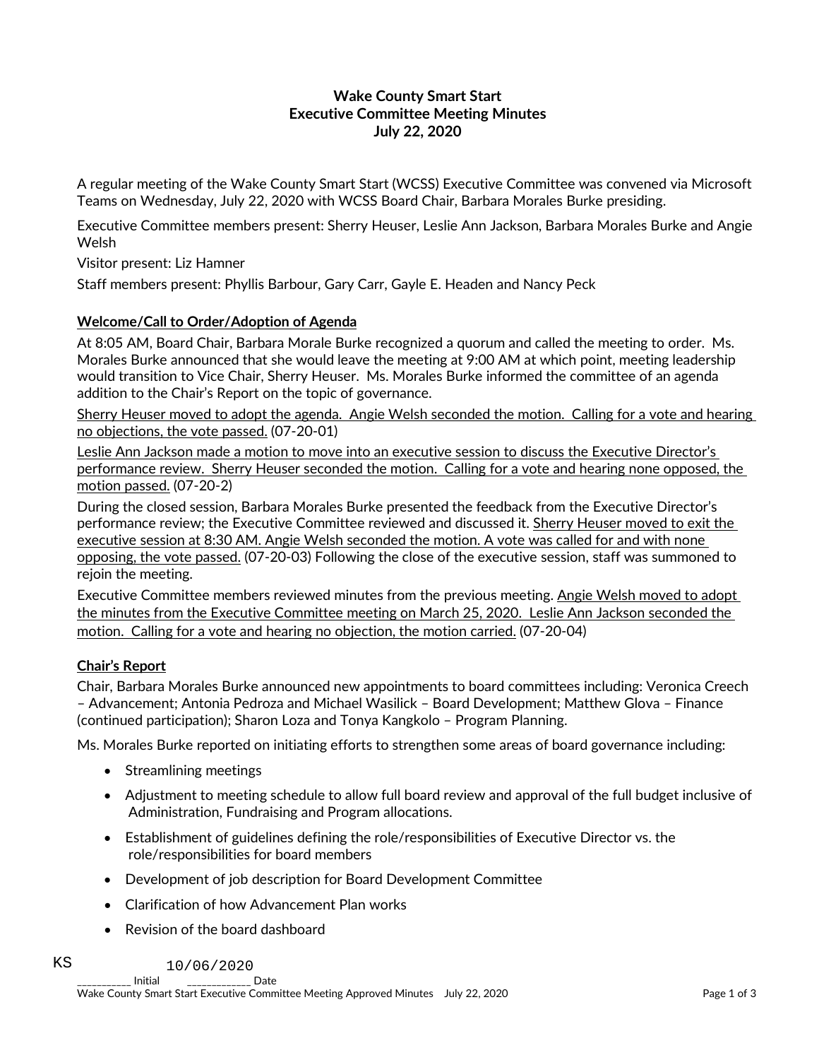**Wake County Smart Start**
**Executive Committee Meeting Minutes**
**July 22, 2020**

A regular meeting of the Wake County Smart Start (WCSS) Executive Committee was convened via Microsoft Teams on Wednesday, July 22, 2020 with WCSS Board Chair, Barbara Morales Burke presiding.

Executive Committee members present: Sherry Heuser, Leslie Ann Jackson, Barbara Morales Burke and Angie Welsh

Visitor present: Liz Hamner

Staff members present: Phyllis Barbour, Gary Carr, Gayle E. Headen and Nancy Peck

**Welcome/Call to Order/Adoption of Agenda**

At 8:05 AM, Board Chair, Barbara Morale Burke recognized a quorum and called the meeting to order. Ms. Morales Burke announced that she would leave the meeting at 9:00 AM at which point, meeting leadership would transition to Vice Chair, Sherry Heuser. Ms. Morales Burke informed the committee of an agenda addition to the Chair's Report on the topic of governance.

Sherry Heuser moved to adopt the agenda. Angie Welsh seconded the motion. Calling for a vote and hearing no objections, the vote passed. (07-20-01)

Leslie Ann Jackson made a motion to move into an executive session to discuss the Executive Director's performance review. Sherry Heuser seconded the motion. Calling for a vote and hearing none opposed, the motion passed. (07-20-2)

During the closed session, Barbara Morales Burke presented the feedback from the Executive Director's performance review; the Executive Committee reviewed and discussed it. Sherry Heuser moved to exit the executive session at 8:30 AM. Angie Welsh seconded the motion. A vote was called for and with none opposing, the vote passed. (07-20-03) Following the close of the executive session, staff was summoned to rejoin the meeting.

Executive Committee members reviewed minutes from the previous meeting. Angie Welsh moved to adopt the minutes from the Executive Committee meeting on March 25, 2020. Leslie Ann Jackson seconded the motion. Calling for a vote and hearing no objection, the motion carried. (07-20-04)

**Chair's Report**

Chair, Barbara Morales Burke announced new appointments to board committees including: Veronica Creech – Advancement; Antonia Pedroza and Michael Wasilick – Board Development; Matthew Glova – Finance (continued participation); Sharon Loza and Tonya Kangkolo – Program Planning.

Ms. Morales Burke reported on initiating efforts to strengthen some areas of board governance including:

- Streamlining meetings
- Adjustment to meeting schedule to allow full board review and approval of the full budget inclusive of Administration, Fundraising and Program allocations.
- Establishment of guidelines defining the role/responsibilities of Executive Director vs. the role/responsibilities for board members
- Development of job description for Board Development Committee
- Clarification of how Advancement Plan works
- Revision of the board dashboard

KS ___________ Initial 10/06/2020 ____________ Date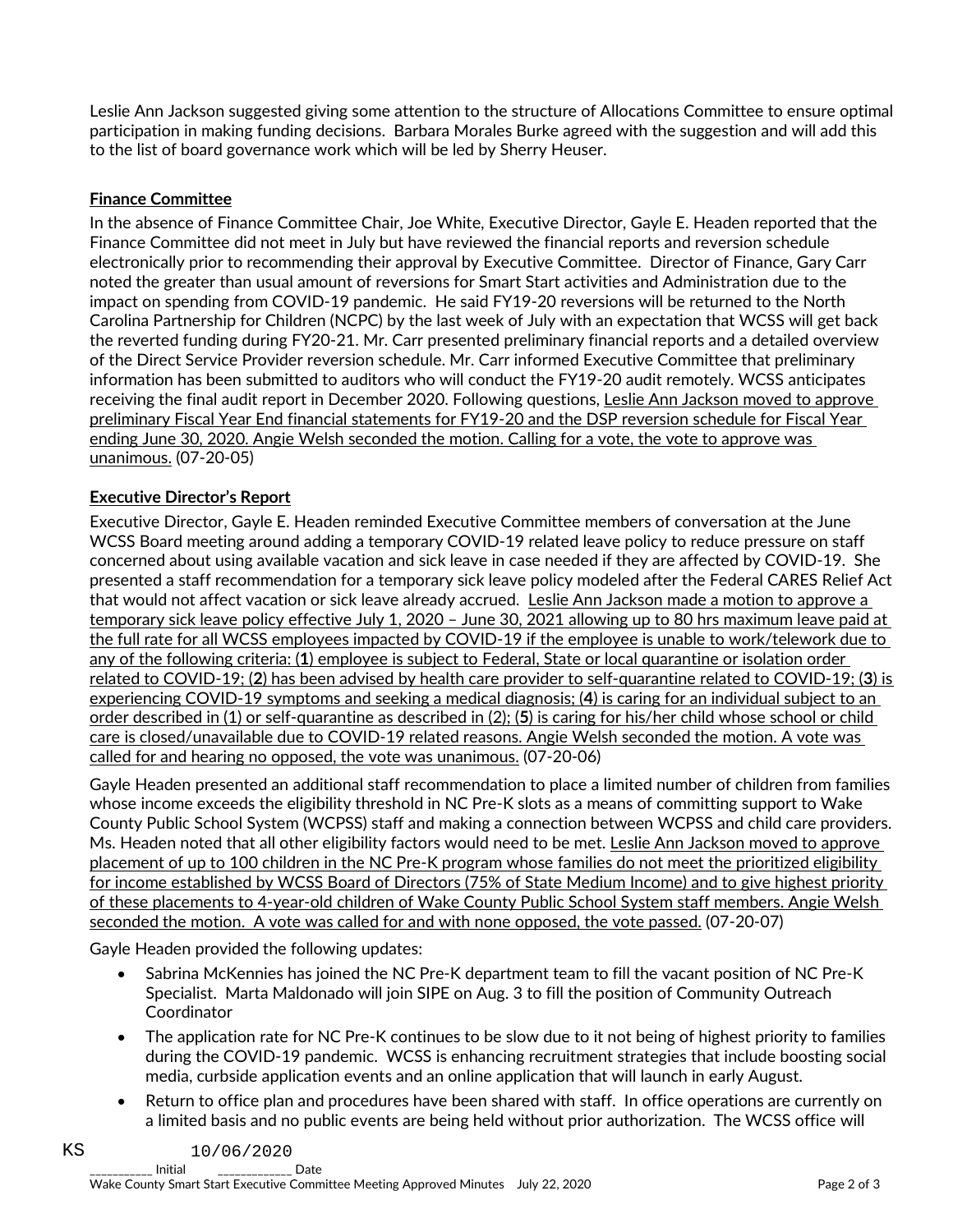Leslie Ann Jackson suggested giving some attention to the structure of Allocations Committee to ensure optimal participation in making funding decisions. Barbara Morales Burke agreed with the suggestion and will add this to the list of board governance work which will be led by Sherry Heuser.

**Finance Committee**

In the absence of Finance Committee Chair, Joe White, Executive Director, Gayle E. Headen reported that the Finance Committee did not meet in July but have reviewed the financial reports and reversion schedule electronically prior to recommending their approval by Executive Committee. Director of Finance, Gary Carr noted the greater than usual amount of reversions for Smart Start activities and Administration due to the impact on spending from COVID-19 pandemic. He said FY19-20 reversions will be returned to the North Carolina Partnership for Children (NCPC) by the last week of July with an expectation that WCSS will get back the reverted funding during FY20-21. Mr. Carr presented preliminary financial reports and a detailed overview of the Direct Service Provider reversion schedule. Mr. Carr informed Executive Committee that preliminary information has been submitted to auditors who will conduct the FY19-20 audit remotely. WCSS anticipates receiving the final audit report in December 2020. Following questions, Leslie Ann Jackson moved to approve preliminary Fiscal Year End financial statements for FY19-20 and the DSP reversion schedule for Fiscal Year ending June 30, 2020. Angie Welsh seconded the motion. Calling for a vote, the vote to approve was unanimous. (07-20-05)

**Executive Director's Report**

Executive Director, Gayle E. Headen reminded Executive Committee members of conversation at the June WCSS Board meeting around adding a temporary COVID-19 related leave policy to reduce pressure on staff concerned about using available vacation and sick leave in case needed if they are affected by COVID-19. She presented a staff recommendation for a temporary sick leave policy modeled after the Federal CARES Relief Act that would not affect vacation or sick leave already accrued. Leslie Ann Jackson made a motion to approve a temporary sick leave policy effective July 1, 2020 – June 30, 2021 allowing up to 80 hrs maximum leave paid at the full rate for all WCSS employees impacted by COVID-19 if the employee is unable to work/telework due to any of the following criteria: (**1**) employee is subject to Federal, State or local quarantine or isolation order related to COVID-19; (**2**) has been advised by health care provider to self-quarantine related to COVID-19; (**3**) is experiencing COVID-19 symptoms and seeking a medical diagnosis; (**4**) is caring for an individual subject to an order described in (1) or self-quarantine as described in (2); (**5**) is caring for his/her child whose school or child care is closed/unavailable due to COVID-19 related reasons. Angie Welsh seconded the motion. A vote was called for and hearing no opposed, the vote was unanimous. (07-20-06)

Gayle Headen presented an additional staff recommendation to place a limited number of children from families whose income exceeds the eligibility threshold in NC Pre-K slots as a means of committing support to Wake County Public School System (WCPSS) staff and making a connection between WCPSS and child care providers. Ms. Headen noted that all other eligibility factors would need to be met. Leslie Ann Jackson moved to approve placement of up to 100 children in the NC Pre-K program whose families do not meet the prioritized eligibility for income established by WCSS Board of Directors (75% of State Medium Income) and to give highest priority of these placements to 4-year-old children of Wake County Public School System staff members. Angie Welsh seconded the motion. A vote was called for and with none opposed, the vote passed. (07-20-07)

Gayle Headen provided the following updates:

- Sabrina McKennies has joined the NC Pre-K department team to fill the vacant position of NC Pre-K Specialist. Marta Maldonado will join SIPE on Aug. 3 to fill the position of Community Outreach Coordinator
- The application rate for NC Pre-K continues to be slow due to it not being of highest priority to families during the COVID-19 pandemic. WCSS is enhancing recruitment strategies that include boosting social media, curbside application events and an online application that will launch in early August.
- Return to office plan and procedures have been shared with staff. In office operations are currently on a limited basis and no public events are being held without prior authorization. The WCSS office will

KS 10/06/2020
__________ Initial __________ Date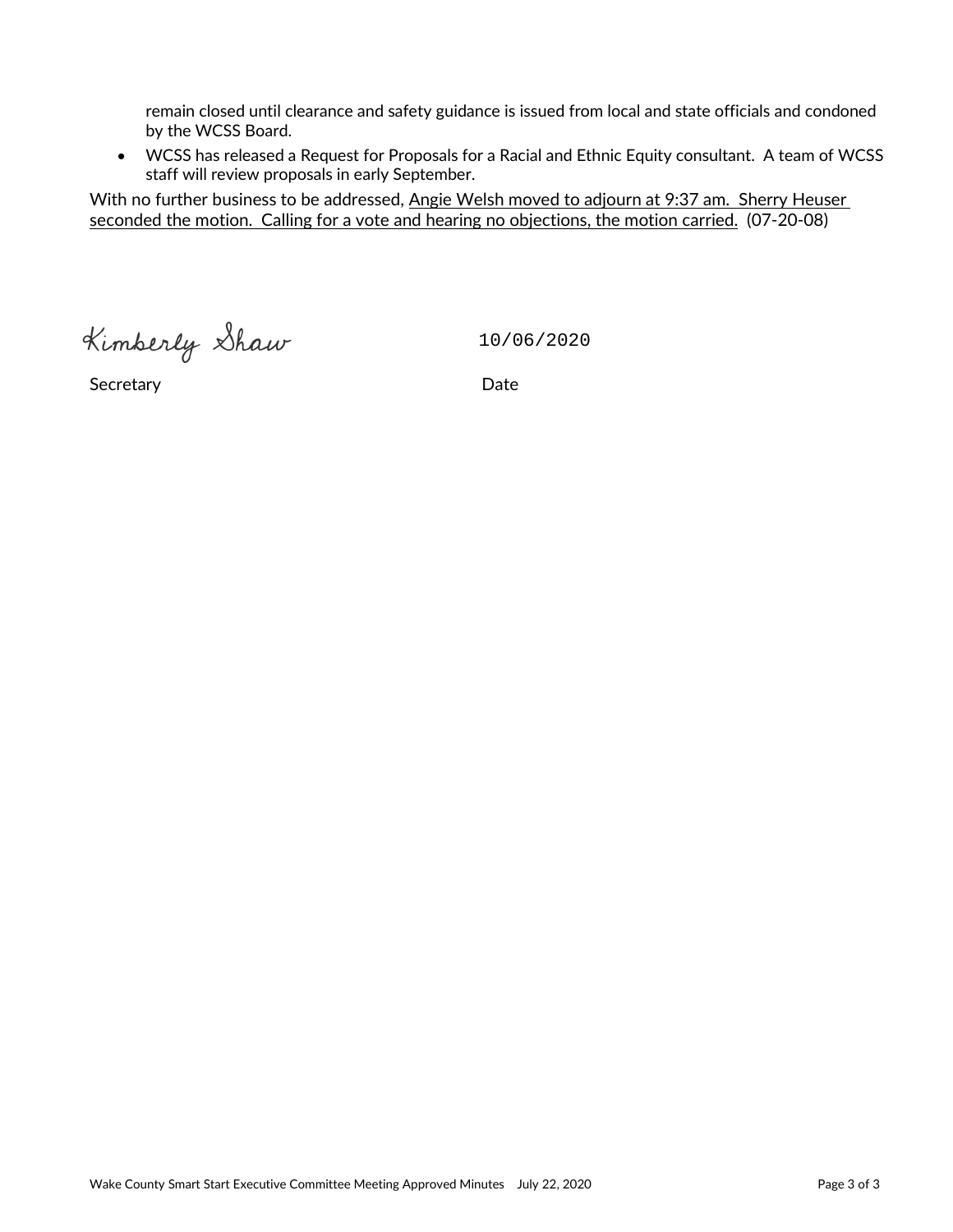remain closed until clearance and safety guidance is issued from local and state officials and condoned by the WCSS Board.

- WCSS has released a Request for Proposals for a Racial and Ethnic Equity consultant. A team of WCSS staff will review proposals in early September.

With no further business to be addressed, Angie Welsh moved to adjourn at 9:37 am. Sherry Heuser seconded the motion. Calling for a vote and hearing no objections, the motion carried. (07-20-08)

Kimberly Shaw  10/06/2020

Secretary  Date